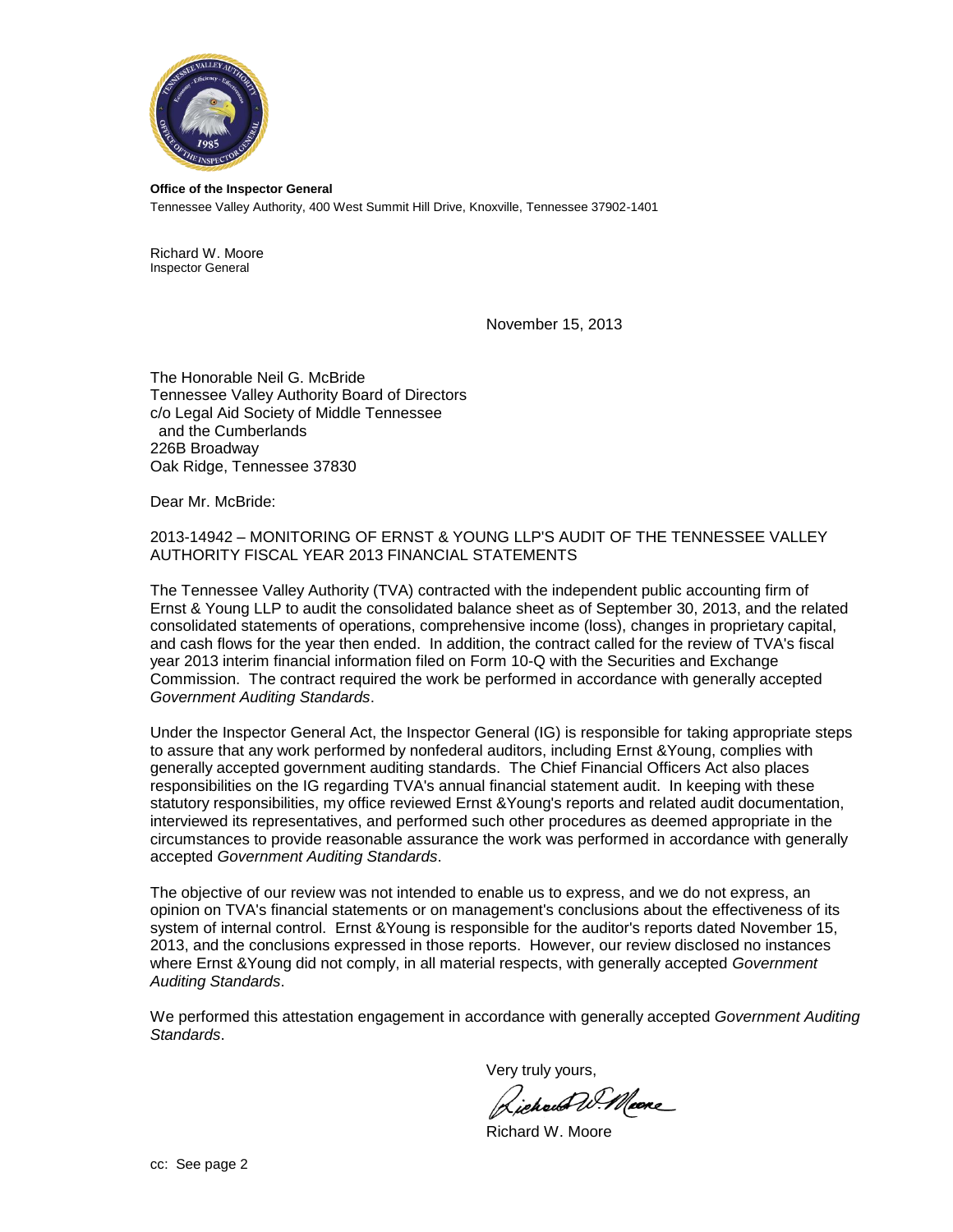**Office of the Inspector General**
Tennessee Valley Authority, 400 West Summit Hill Drive, Knoxville, Tennessee 37902-1401

Richard W. Moore
Inspector General

November 15, 2013

The Honorable Neil G. McBride
Tennessee Valley Authority Board of Directors
c/o Legal Aid Society of Middle Tennessee
and the Cumberlands
226B Broadway
Oak Ridge, Tennessee 37830

Dear Mr. McBride:

2013-14942 – MONITORING OF ERNST & YOUNG LLP'S AUDIT OF THE TENNESSEE VALLEY AUTHORITY FISCAL YEAR 2013 FINANCIAL STATEMENTS

The Tennessee Valley Authority (TVA) contracted with the independent public accounting firm of Ernst & Young LLP to audit the consolidated balance sheet as of September 30, 2013, and the related consolidated statements of operations, comprehensive income (loss), changes in proprietary capital, and cash flows for the year then ended. In addition, the contract called for the review of TVA's fiscal year 2013 interim financial information filed on Form 10-Q with the Securities and Exchange Commission. The contract required the work be performed in accordance with generally accepted *Government Auditing Standards*.

Under the Inspector General Act, the Inspector General (IG) is responsible for taking appropriate steps to assure that any work performed by nonfederal auditors, including Ernst &Young, complies with generally accepted government auditing standards. The Chief Financial Officers Act also places responsibilities on the IG regarding TVA's annual financial statement audit. In keeping with these statutory responsibilities, my office reviewed Ernst &Young's reports and related audit documentation, interviewed its representatives, and performed such other procedures as deemed appropriate in the circumstances to provide reasonable assurance the work was performed in accordance with generally accepted *Government Auditing Standards*.

The objective of our review was not intended to enable us to express, and we do not express, an opinion on TVA's financial statements or on management's conclusions about the effectiveness of its system of internal control. Ernst &Young is responsible for the auditor's reports dated November 15, 2013, and the conclusions expressed in those reports. However, our review disclosed no instances where Ernst &Young did not comply, in all material respects, with generally accepted *Government Auditing Standards*.

We performed this attestation engagement in accordance with generally accepted *Government Auditing Standards*.

Very truly yours,

Richard W. Moore

cc: See page 2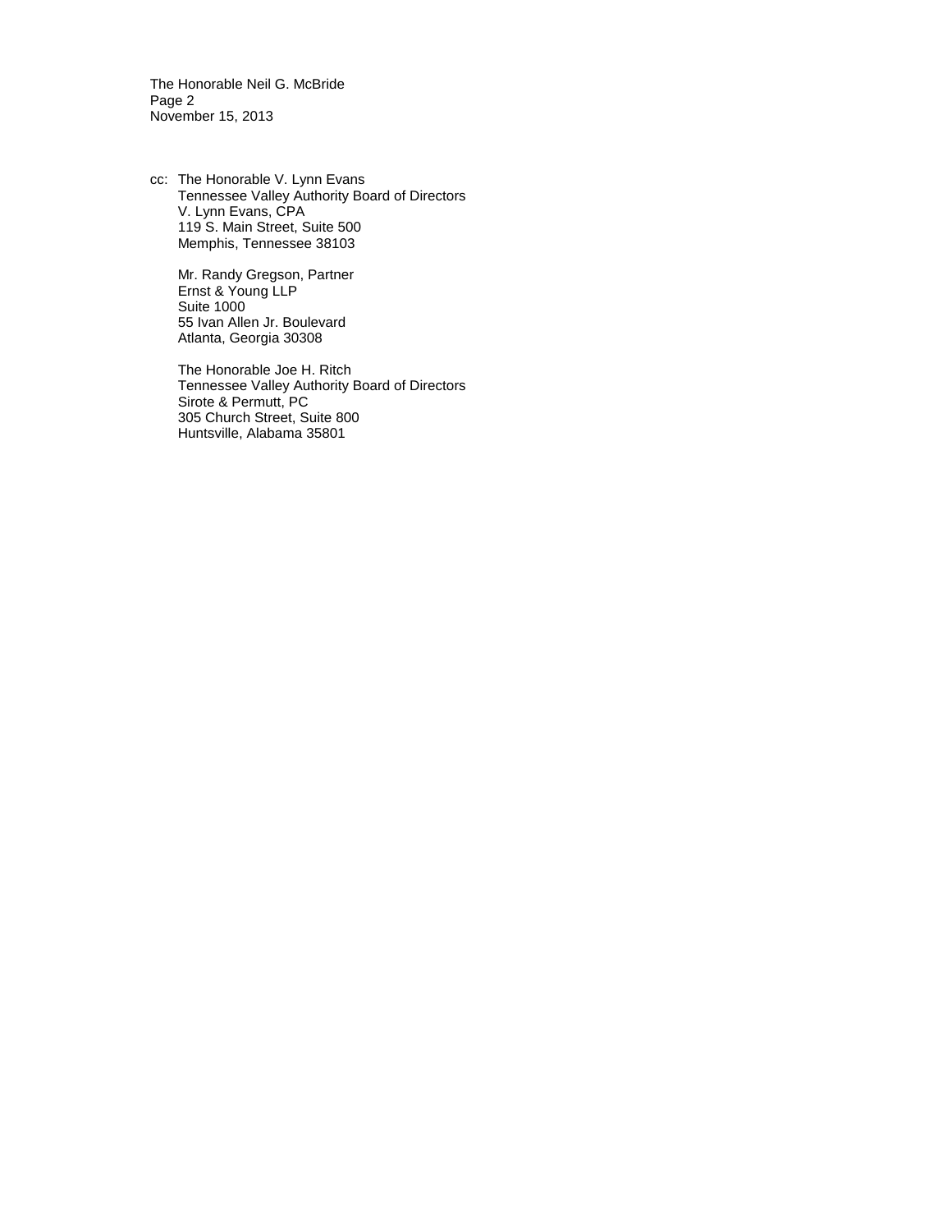The Honorable Neil G. McBride
Page 2
November 15, 2013

cc: The Honorable V. Lynn Evans
Tennessee Valley Authority Board of Directors
V. Lynn Evans, CPA
119 S. Main Street, Suite 500
Memphis, Tennessee 38103

Mr. Randy Gregson, Partner
Ernst & Young LLP
Suite 1000
55 Ivan Allen Jr. Boulevard
Atlanta, Georgia 30308

The Honorable Joe H. Ritch
Tennessee Valley Authority Board of Directors
Sirote & Permutt, PC
305 Church Street, Suite 800
Huntsville, Alabama 35801